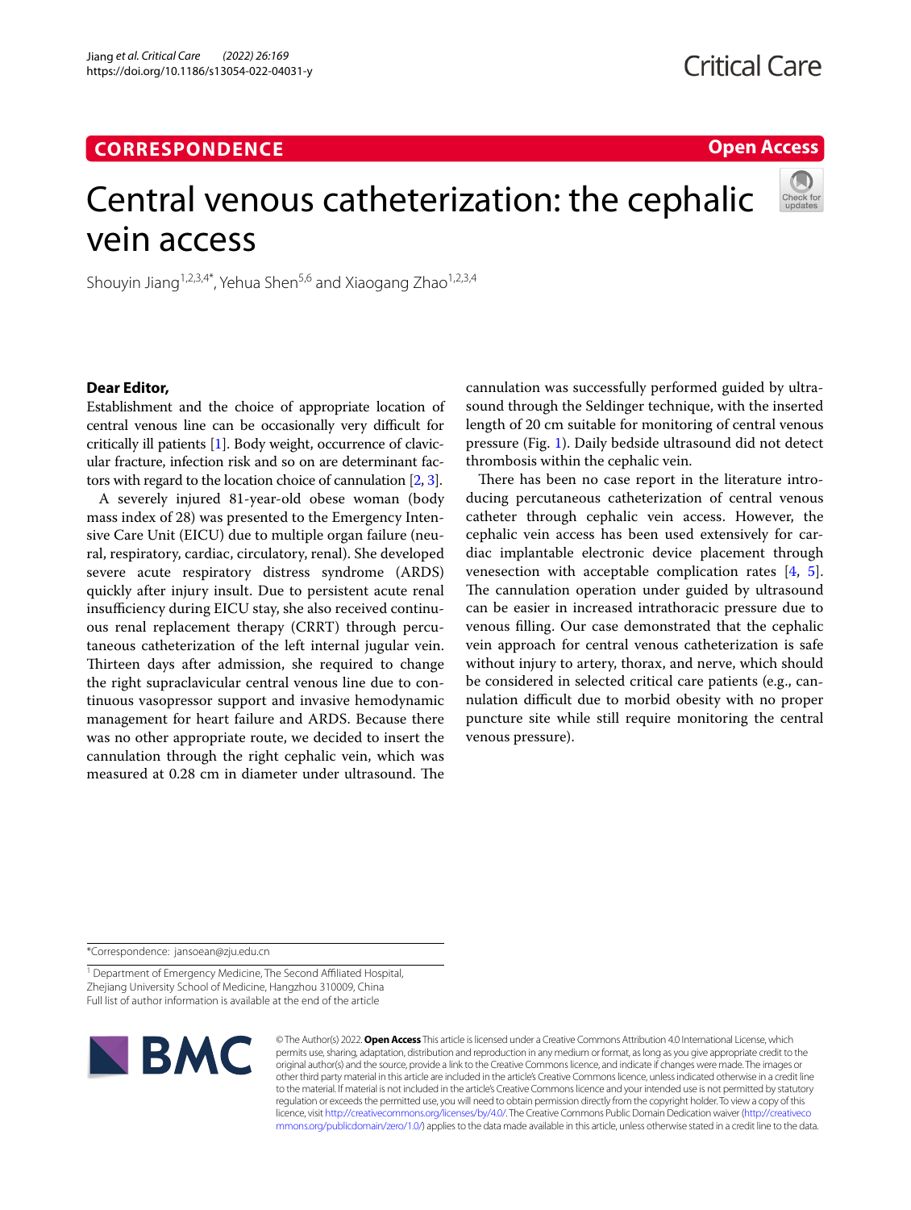CORRESPONDENCE

Open Access

# Central venous catheterization: the cephalic vein access

Shouyin Jiang[1,2,3,4*], Yehua Shen[5,6] and Xiaogang Zhao[1,2,3,4]

**Dear Editor,**

Establishment and the choice of appropriate location of central venous line can be occasionally very difficult for critically ill patients [1]. Body weight, occurrence of clavicular fracture, infection risk and so on are determinant factors with regard to the location choice of cannulation [2, 3].

A severely injured 81-year-old obese woman (body mass index of 28) was presented to the Emergency Intensive Care Unit (EICU) due to multiple organ failure (neural, respiratory, cardiac, circulatory, renal). She developed severe acute respiratory distress syndrome (ARDS) quickly after injury insult. Due to persistent acute renal insufficiency during EICU stay, she also received continuous renal replacement therapy (CRRT) through percutaneous catheterization of the left internal jugular vein. Thirteen days after admission, she required to change the right supraclavicular central venous line due to continuous vasopressor support and invasive hemodynamic management for heart failure and ARDS. Because there was no other appropriate route, we decided to insert the cannulation through the right cephalic vein, which was measured at 0.28 cm in diameter under ultrasound. The cannulation was successfully performed guided by ultrasound through the Seldinger technique, with the inserted length of 20 cm suitable for monitoring of central venous pressure (Fig. 1). Daily bedside ultrasound did not detect thrombosis within the cephalic vein.

There has been no case report in the literature introducing percutaneous catheterization of central venous catheter through cephalic vein access. However, the cephalic vein access has been used extensively for cardiac implantable electronic device placement through venesection with acceptable complication rates [4, 5]. The cannulation operation under guided by ultrasound can be easier in increased intrathoracic pressure due to venous filling. Our case demonstrated that the cephalic vein approach for central venous catheterization is safe without injury to artery, thorax, and nerve, which should be considered in selected critical care patients (e.g., cannulation difficult due to morbid obesity with no proper puncture site while still require monitoring the central venous pressure).

*Correspondence: jansoean@zju.edu.cn

[1] Department of Emergency Medicine, The Second Affiliated Hospital, Zhejiang University School of Medicine, Hangzhou 310009, China

Full list of author information is available at the end of the article

© The Author(s) 2022. **Open Access** This article is licensed under a Creative Commons Attribution 4.0 International License, which permits use, sharing, adaptation, distribution and reproduction in any medium or format, as long as you give appropriate credit to the original author(s) and the source, provide a link to the Creative Commons licence, and indicate if changes were made. The images or other third party material in this article are included in the article's Creative Commons licence, unless indicated otherwise in a credit line to the material. If material is not included in the article's Creative Commons licence and your intended use is not permitted by statutory regulation or exceeds the permitted use, you will need to obtain permission directly from the copyright holder. To view a copy of this licence, visit http://creativecommons.org/licenses/by/4.0/. The Creative Commons Public Domain Dedication waiver (http://creativecommons.org/publicdomain/zero/1.0/) applies to the data made available in this article, unless otherwise stated in a credit line to the data.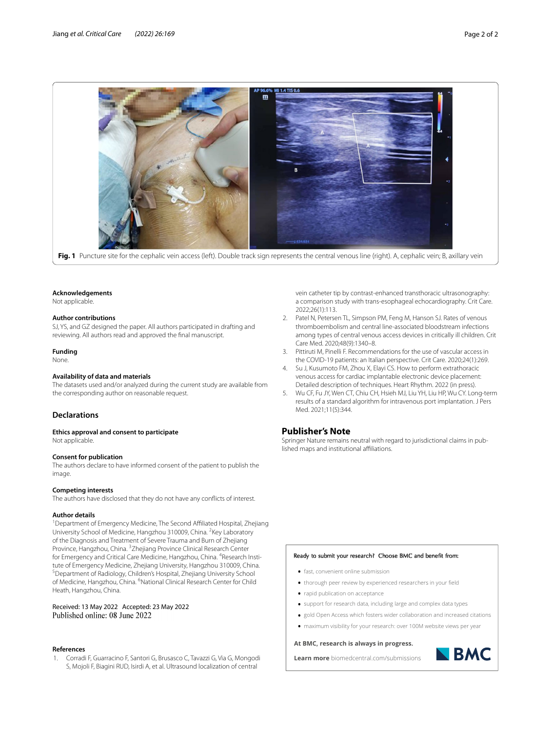Fig. 1 Puncture site for the cephalic vein access (left). Double track sign represents the central venous line (right). A, cephalic vein; B, axillary vein

**Acknowledgements**
Not applicable.

**Author contributions**
SJ, YS, and GZ designed the paper. All authors participated in drafting and reviewing. All authors read and approved the final manuscript.

**Funding**
None.

**Availability of data and materials**
The datasets used and/or analyzed during the current study are available from the corresponding author on reasonable request.

## Declarations

**Ethics approval and consent to participate**
Not applicable.

**Consent for publication**
The authors declare to have informed consent of the patient to publish the image.

**Competing interests**
The authors have disclosed that they do not have any conflicts of interest.

**Author details**
[1]Department of Emergency Medicine, The Second Affiliated Hospital, Zhejiang University School of Medicine, Hangzhou 310009, China. [2]Key Laboratory of the Diagnosis and Treatment of Severe Trauma and Burn of Zhejiang Province, Hangzhou, China. [3]Zhejiang Province Clinical Research Center for Emergency and Critical Care Medicine, Hangzhou, China. [4]Research Institute of Emergency Medicine, Zhejiang University, Hangzhou 310009, China. [5]Department of Radiology, Children's Hospital, Zhejiang University School of Medicine, Hangzhou, China. [6]National Clinical Research Center for Child Heath, Hangzhou, China.

Received: 13 May 2022 Accepted: 23 May 2022
Published online: 08 June 2022

**References**

1. Corradi F, Guarracino F, Santori G, Brusasco C, Tavazzi G, Via G, Mongodi S, Mojoli F, Biagini RUD, Isirdi A, et al. Ultrasound localization of central vein catheter tip by contrast-enhanced transthoracic ultrasonography: a comparison study with trans-esophageal echocardiography. Crit Care. 2022;26(1):113.
2. Patel N, Petersen TL, Simpson PM, Feng M, Hanson SJ. Rates of venous thromboembolism and central line-associated bloodstream infections among types of central venous access devices in critically ill children. Crit Care Med. 2020;48(9):1340–8.
3. Pittiruti M, Pinelli F. Recommendations for the use of vascular access in the COVID-19 patients: an Italian perspective. Crit Care. 2020;24(1):269.
4. Su J, Kusumoto FM, Zhou X, Elayi CS. How to perform extrathoracic venous access for cardiac implantable electronic device placement: Detailed description of techniques. Heart Rhythm. 2022 (in press).
5. Wu CF, Fu JY, Wen CT, Chiu CH, Hsieh MJ, Liu YH, Liu HP, Wu CY. Long-term results of a standard algorithm for intravenous port implantation. J Pers Med. 2021;11(5):344.

## Publisher's Note

Springer Nature remains neutral with regard to jurisdictional claims in published maps and institutional affiliations.